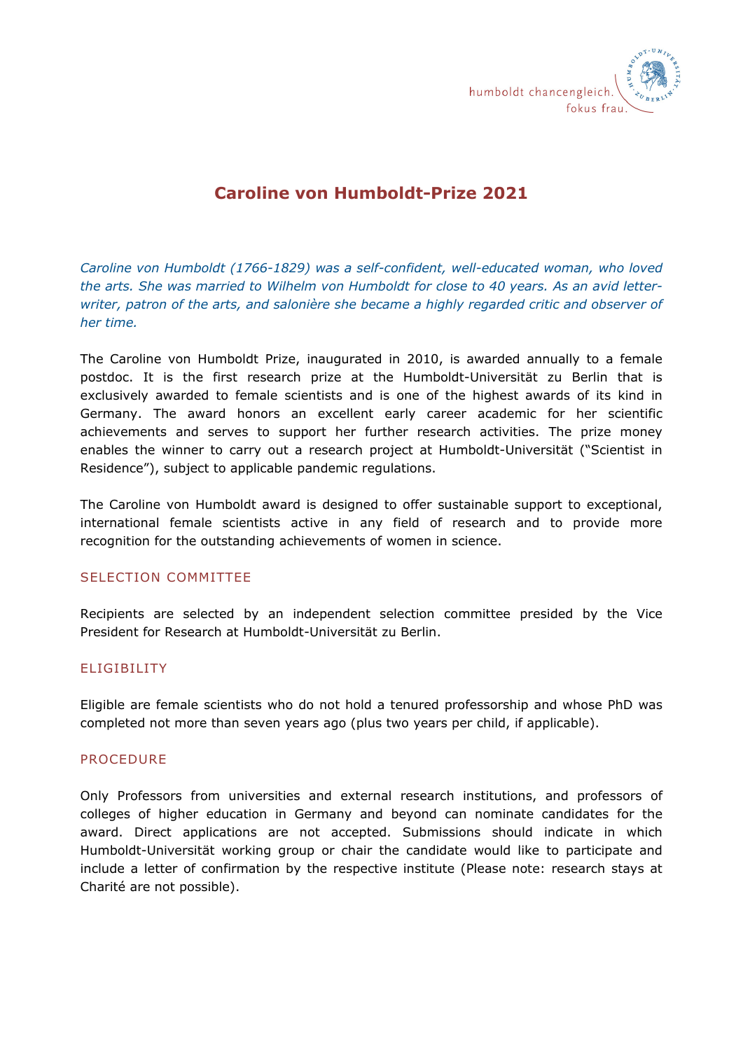humboldt chancengleich.
fokus frau.

# Caroline von Humboldt-Prize 2021

*Caroline von Humboldt (1766-1829) was a self-confident, well-educated woman, who loved the arts. She was married to Wilhelm von Humboldt for close to 40 years. As an avid letter-writer, patron of the arts, and salonière she became a highly regarded critic and observer of her time.*

The Caroline von Humboldt Prize, inaugurated in 2010, is awarded annually to a female postdoc. It is the first research prize at the Humboldt-Universität zu Berlin that is exclusively awarded to female scientists and is one of the highest awards of its kind in Germany. The award honors an excellent early career academic for her scientific achievements and serves to support her further research activities. The prize money enables the winner to carry out a research project at Humboldt-Universität ("Scientist in Residence"), subject to applicable pandemic regulations.

The Caroline von Humboldt award is designed to offer sustainable support to exceptional, international female scientists active in any field of research and to provide more recognition for the outstanding achievements of women in science.

## SELECTION COMMITTEE

Recipients are selected by an independent selection committee presided by the Vice President for Research at Humboldt-Universität zu Berlin.

## ELIGIBILITY

Eligible are female scientists who do not hold a tenured professorship and whose PhD was completed not more than seven years ago (plus two years per child, if applicable).

## PROCEDURE

Only Professors from universities and external research institutions, and professors of colleges of higher education in Germany and beyond can nominate candidates for the award. Direct applications are not accepted. Submissions should indicate in which Humboldt-Universität working group or chair the candidate would like to participate and include a letter of confirmation by the respective institute (Please note: research stays at Charité are not possible).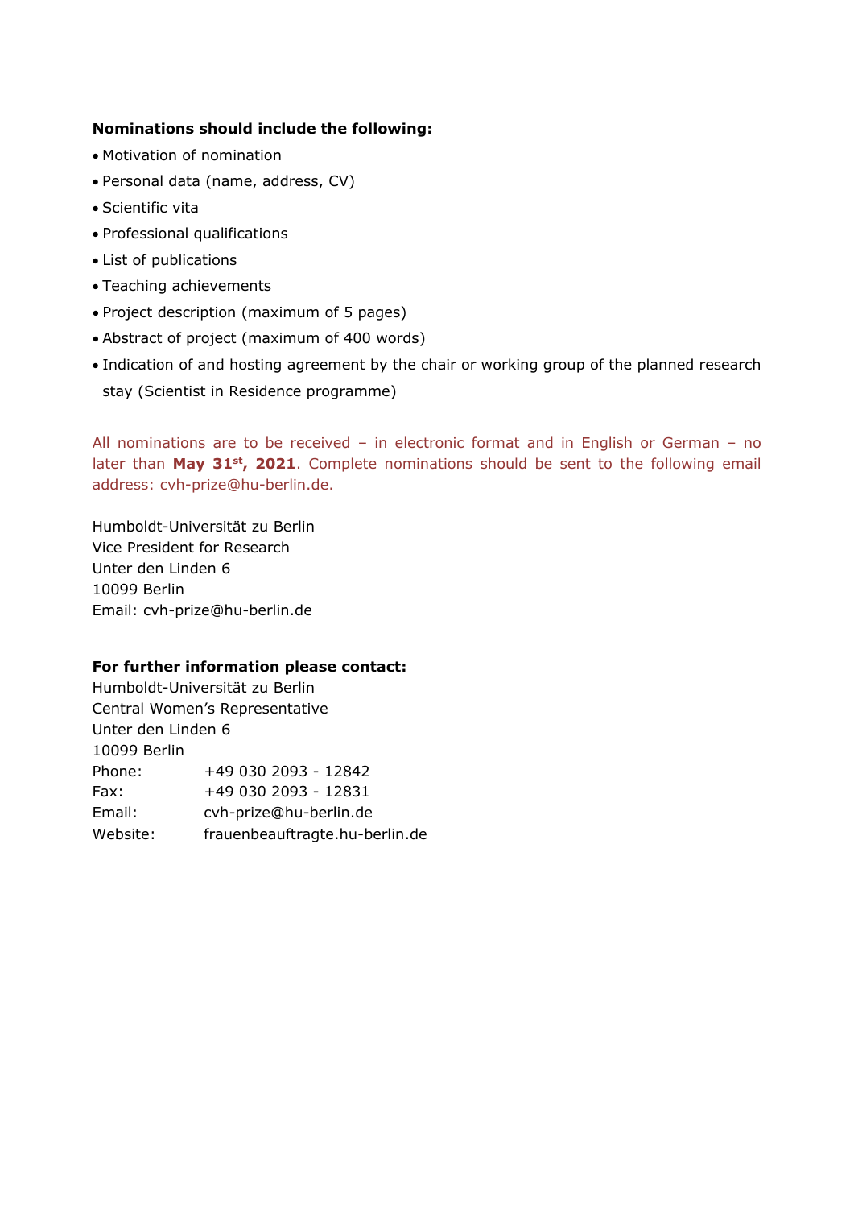**Nominations should include the following:**

- Motivation of nomination
- Personal data (name, address, CV)
- Scientific vita
- Professional qualifications
- List of publications
- Teaching achievements
- Project description (maximum of 5 pages)
- Abstract of project (maximum of 400 words)
- Indication of and hosting agreement by the chair or working group of the planned research stay (Scientist in Residence programme)

All nominations are to be received – in electronic format and in English or German – no later than **May 31st, 2021**. Complete nominations should be sent to the following email address: cvh-prize@hu-berlin.de.

Humboldt-Universität zu Berlin
Vice President for Research
Unter den Linden 6
10099 Berlin
Email: cvh-prize@hu-berlin.de

**For further information please contact:**
Humboldt-Universität zu Berlin
Central Women's Representative
Unter den Linden 6
10099 Berlin

| | |
|---|---|
| Phone: | +49 030 2093 - 12842 |
| Fax: | +49 030 2093 - 12831 |
| Email: | cvh-prize@hu-berlin.de |
| Website: | frauenbeauftragte.hu-berlin.de |